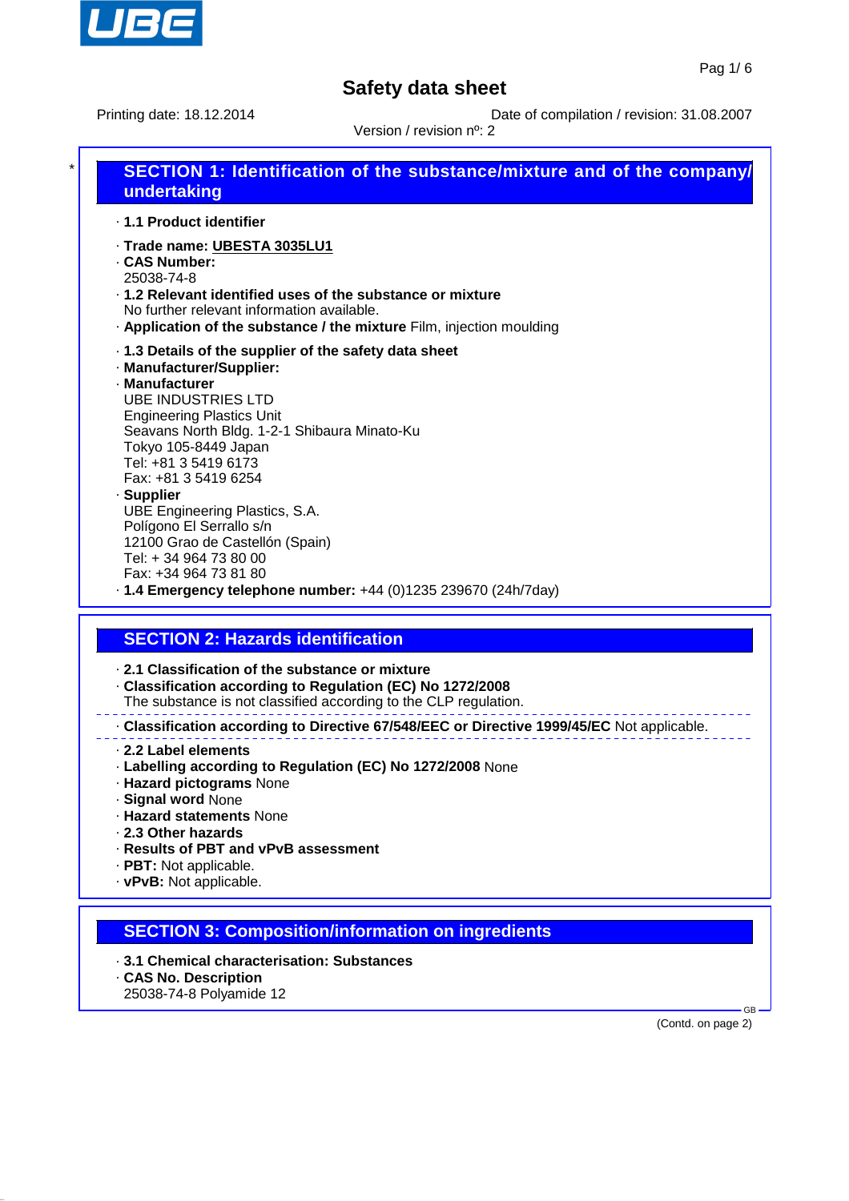# Safety data sheet

Printing date: 18.12.2014 Date of compilation / revision: 31.08.2007

Version / revision nº: 2

## SECTION 1: Identification of the substance/mixture and of the company/undertaking

· **1.1 Product identifier**

· **Trade name: UBESTA 3035LU1**

· **CAS Number:**
25038-74-8

· **1.2 Relevant identified uses of the substance or mixture**
No further relevant information available.

· **Application of the substance / the mixture** Film, injection moulding

· **1.3 Details of the supplier of the safety data sheet**

· **Manufacturer/Supplier:**

· **Manufacturer**
UBE INDUSTRIES LTD
Engineering Plastics Unit
Seavans North Bldg. 1-2-1 Shibaura Minato-Ku
Tokyo 105-8449 Japan
Tel: +81 3 5419 6173
Fax: +81 3 5419 6254

· **Supplier**
UBE Engineering Plastics, S.A.
Polígono El Serrallo s/n
12100 Grao de Castellón (Spain)
Tel: + 34 964 73 80 00
Fax: +34 964 73 81 80

· **1.4 Emergency telephone number:** +44 (0)1235 239670 (24h/7day)

## SECTION 2: Hazards identification

· **2.1 Classification of the substance or mixture**

· **Classification according to Regulation (EC) No 1272/2008**
The substance is not classified according to the CLP regulation.

· **Classification according to Directive 67/548/EEC or Directive 1999/45/EC** Not applicable.

· **2.2 Label elements**

· **Labelling according to Regulation (EC) No 1272/2008** None

· **Hazard pictograms** None

· **Signal word** None

· **Hazard statements** None

· **2.3 Other hazards**

· **Results of PBT and vPvB assessment**

· **PBT:** Not applicable.

· **vPvB:** Not applicable.

## SECTION 3: Composition/information on ingredients

· **3.1 Chemical characterisation: Substances**

· **CAS No. Description**
25038-74-8 Polyamide 12

(Contd. on page 2)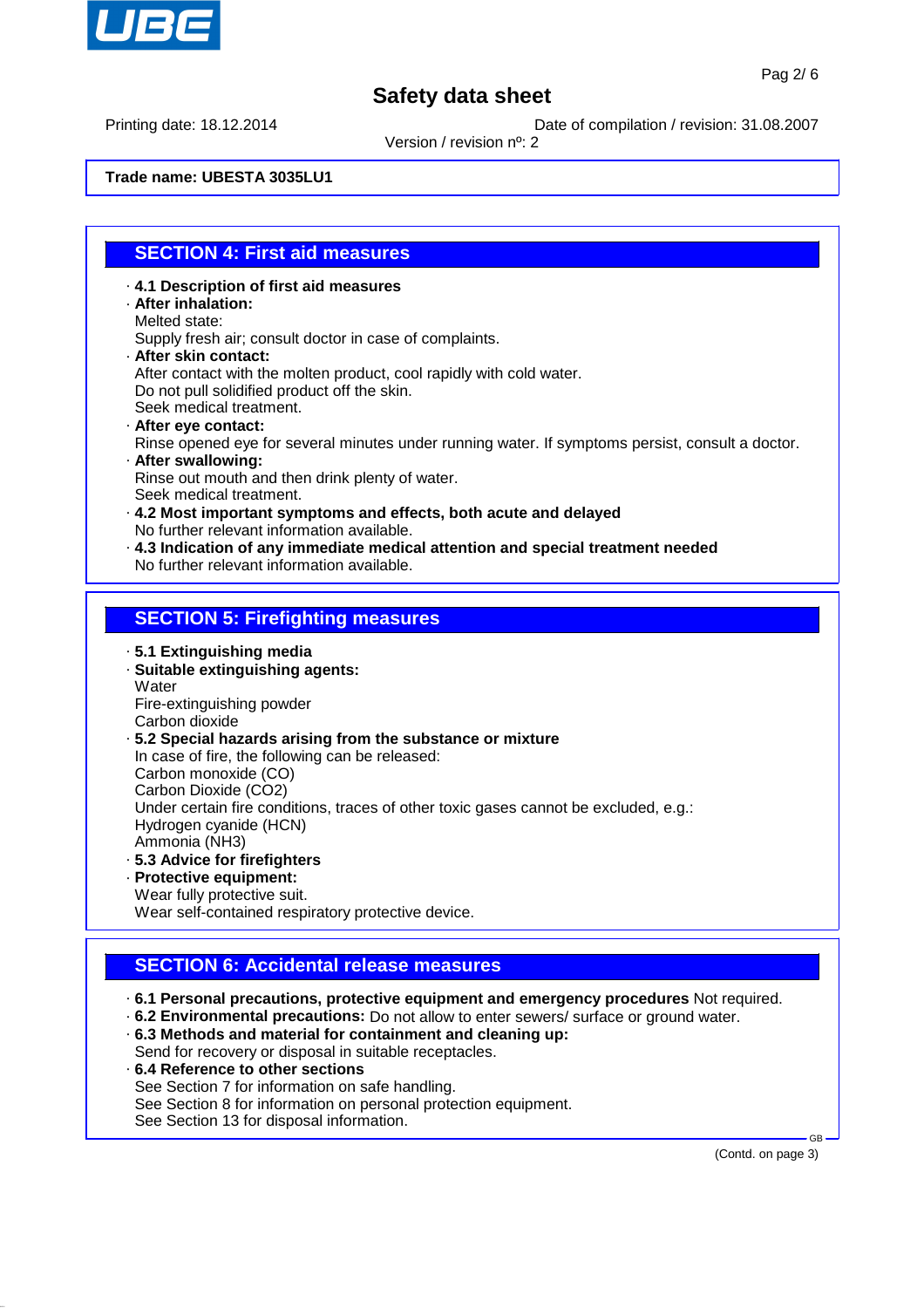Printing date: 18.12.2014 — Date of compilation / revision: 31.08.2007 — Version / revision nº: 2

**Trade name: UBESTA 3035LU1**

## SECTION 4: First aid measures

- **4.1 Description of first aid measures**
- **After inhalation:**
  Melted state:
  Supply fresh air; consult doctor in case of complaints.
- **After skin contact:**
  After contact with the molten product, cool rapidly with cold water.
  Do not pull solidified product off the skin.
  Seek medical treatment.
- **After eye contact:**
  Rinse opened eye for several minutes under running water. If symptoms persist, consult a doctor.
- **After swallowing:**
  Rinse out mouth and then drink plenty of water.
  Seek medical treatment.
- **4.2 Most important symptoms and effects, both acute and delayed**
  No further relevant information available.
- **4.3 Indication of any immediate medical attention and special treatment needed**
  No further relevant information available.

## SECTION 5: Firefighting measures

- **5.1 Extinguishing media**
- **Suitable extinguishing agents:**
  Water
  Fire-extinguishing powder
  Carbon dioxide
- **5.2 Special hazards arising from the substance or mixture**
  In case of fire, the following can be released:
  Carbon monoxide (CO)
  Carbon Dioxide ($CO_2$)
  Under certain fire conditions, traces of other toxic gases cannot be excluded, e.g.:
  Hydrogen cyanide (HCN)
  Ammonia ($NH_3$)
- **5.3 Advice for firefighters**
- **Protective equipment:**
  Wear fully protective suit.
  Wear self-contained respiratory protective device.

## SECTION 6: Accidental release measures

- **6.1 Personal precautions, protective equipment and emergency procedures** Not required.
- **6.2 Environmental precautions:** Do not allow to enter sewers/ surface or ground water.
- **6.3 Methods and material for containment and cleaning up:**
  Send for recovery or disposal in suitable receptacles.
- **6.4 Reference to other sections**
  See Section 7 for information on safe handling.
  See Section 8 for information on personal protection equipment.
  See Section 13 for disposal information.

(Contd. on page 3)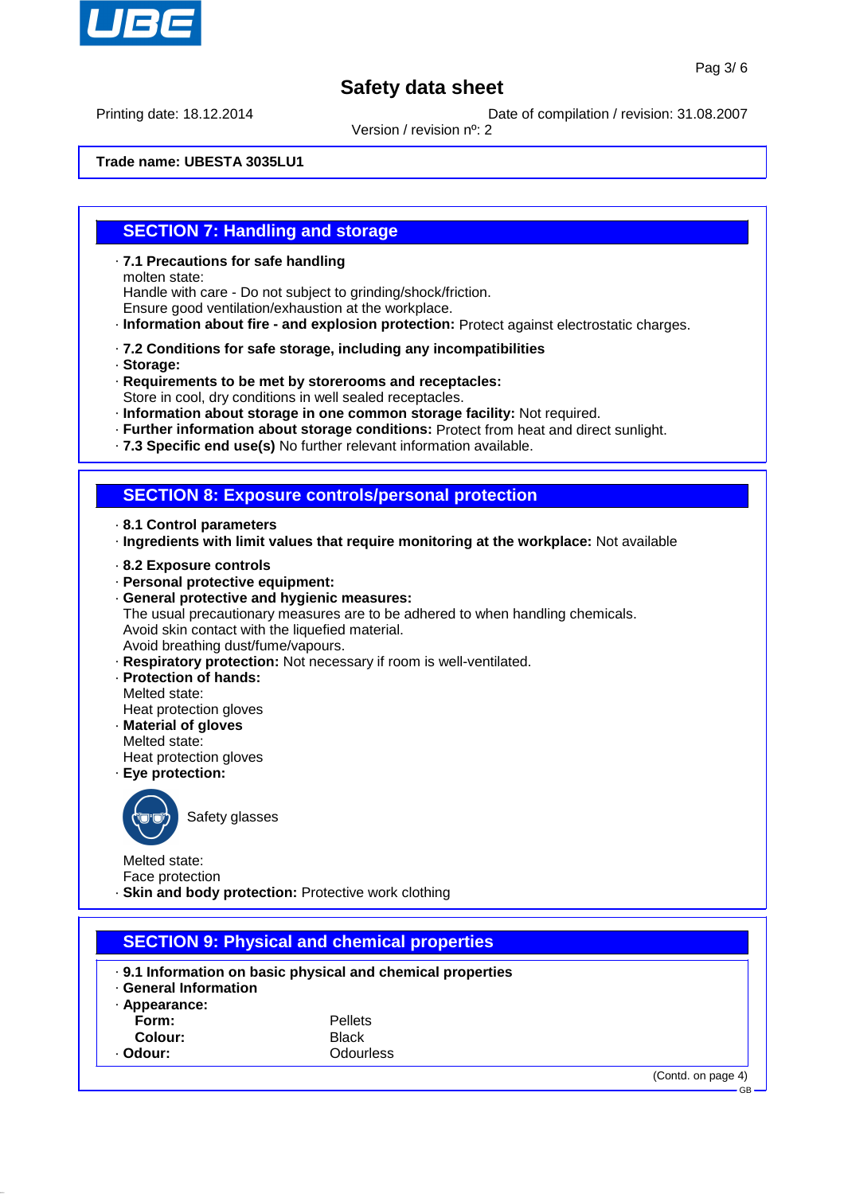**Safety data sheet**

Printing date: 18.12.2014

Date of compilation / revision: 31.08.2007

Version / revision nº: 2

**Trade name: UBESTA 3035LU1**

## SECTION 7: Handling and storage

· **7.1 Precautions for safe handling**
molten state:
Handle with care - Do not subject to grinding/shock/friction.
Ensure good ventilation/exhaustion at the workplace.
· **Information about fire - and explosion protection:** Protect against electrostatic charges.

· **7.2 Conditions for safe storage, including any incompatibilities**
· **Storage:**
· **Requirements to be met by storerooms and receptacles:**
Store in cool, dry conditions in well sealed receptacles.
· **Information about storage in one common storage facility:** Not required.
· **Further information about storage conditions:** Protect from heat and direct sunlight.
· **7.3 Specific end use(s)** No further relevant information available.

## SECTION 8: Exposure controls/personal protection

· **8.1 Control parameters**
· **Ingredients with limit values that require monitoring at the workplace:** Not available

· **8.2 Exposure controls**
· **Personal protective equipment:**
· **General protective and hygienic measures:**
The usual precautionary measures are to be adhered to when handling chemicals.
Avoid skin contact with the liquefied material.
Avoid breathing dust/fume/vapours.
· **Respiratory protection:** Not necessary if room is well-ventilated.
· **Protection of hands:**
Melted state:
Heat protection gloves
· **Material of gloves**
Melted state:
Heat protection gloves
· **Eye protection:**

Safety glasses

Melted state:
Face protection
· **Skin and body protection:** Protective work clothing

## SECTION 9: Physical and chemical properties

· **9.1 Information on basic physical and chemical properties**
· **General Information**
· **Appearance:**

| | |
|---|---|
| **Form:** | Pellets |
| **Colour:** | Black |
| · **Odour:** | Odourless |

(Contd. on page 4)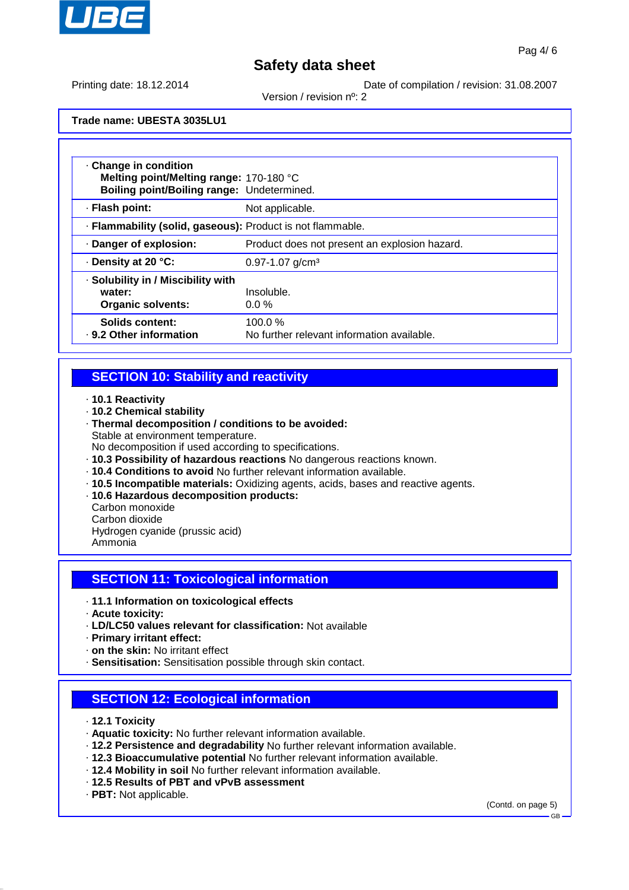**Trade name: UBESTA 3035LU1**

| | |
|---|---|
| · **Change in condition** | |
| **Melting point/Melting range:** | 170-180 °C |
| **Boiling point/Boiling range:** | Undetermined. |
| · **Flash point:** | Not applicable. |
| · **Flammability (solid, gaseous):** | Product is not flammable. |
| · **Danger of explosion:** | Product does not present an explosion hazard. |
| · **Density at 20 °C:** | 0.97-1.07 g/cm³ |
| · **Solubility in / Miscibility with** | |
| **water:** | Insoluble. |
| **Organic solvents:** | 0.0 % |
| **Solids content:** | 100.0 % |
| · **9.2 Other information** | No further relevant information available. |

## SECTION 10: Stability and reactivity

· **10.1 Reactivity**
· **10.2 Chemical stability**
· **Thermal decomposition / conditions to be avoided:**
Stable at environment temperature.
No decomposition if used according to specifications.
· **10.3 Possibility of hazardous reactions** No dangerous reactions known.
· **10.4 Conditions to avoid** No further relevant information available.
· **10.5 Incompatible materials:** Oxidizing agents, acids, bases and reactive agents.
· **10.6 Hazardous decomposition products:**
Carbon monoxide
Carbon dioxide
Hydrogen cyanide (prussic acid)
Ammonia

## SECTION 11: Toxicological information

· **11.1 Information on toxicological effects**
· **Acute toxicity:**
· **LD/LC50 values relevant for classification:** Not available
· **Primary irritant effect:**
· **on the skin:** No irritant effect
· **Sensitisation:** Sensitisation possible through skin contact.

## SECTION 12: Ecological information

· **12.1 Toxicity**
· **Aquatic toxicity:** No further relevant information available.
· **12.2 Persistence and degradability** No further relevant information available.
· **12.3 Bioaccumulative potential** No further relevant information available.
· **12.4 Mobility in soil** No further relevant information available.
· **12.5 Results of PBT and vPvB assessment**
· **PBT:** Not applicable.

(Contd. on page 5)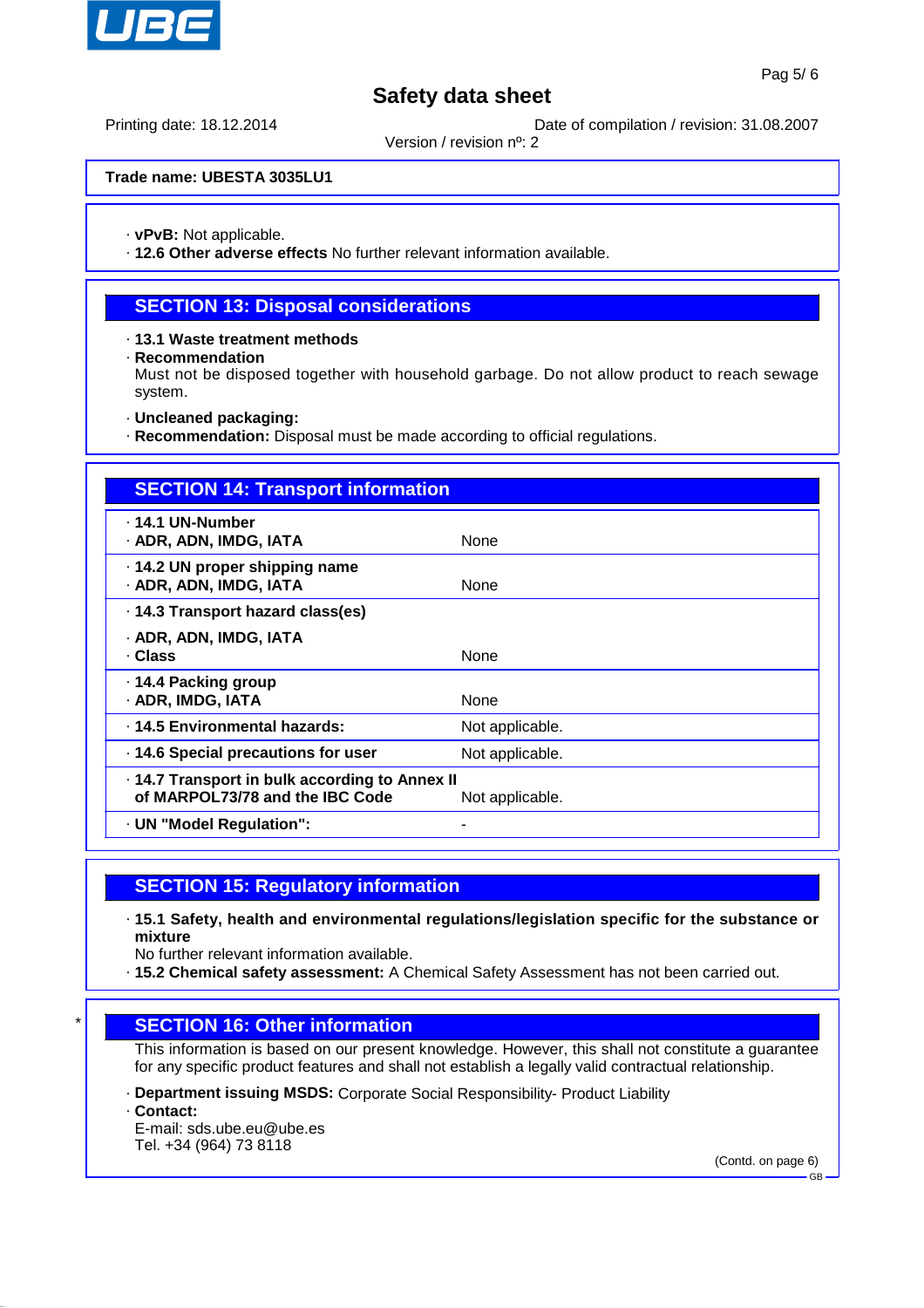**Trade name: UBESTA 3035LU1**

· **vPvB:** Not applicable.
· **12.6 Other adverse effects** No further relevant information available.

## SECTION 13: Disposal considerations

· **13.1 Waste treatment methods**
· **Recommendation**
Must not be disposed together with household garbage. Do not allow product to reach sewage system.

· **Uncleaned packaging:**
· **Recommendation:** Disposal must be made according to official regulations.

## SECTION 14: Transport information

| | |
|---|---|
| · **14.1 UN-Number** | |
| · **ADR, ADN, IMDG, IATA** | None |
| · **14.2 UN proper shipping name** | |
| · **ADR, ADN, IMDG, IATA** | None |
| · **14.3 Transport hazard class(es)** | |
| · **ADR, ADN, IMDG, IATA** | |
| · **Class** | None |
| · **14.4 Packing group** | |
| · **ADR, IMDG, IATA** | None |
| · **14.5 Environmental hazards:** | Not applicable. |
| · **14.6 Special precautions for user** | Not applicable. |
| · **14.7 Transport in bulk according to Annex II of MARPOL73/78 and the IBC Code** | Not applicable. |
| · **UN "Model Regulation":** | - |

## SECTION 15: Regulatory information

· **15.1 Safety, health and environmental regulations/legislation specific for the substance or mixture**
No further relevant information available.
· **15.2 Chemical safety assessment:** A Chemical Safety Assessment has not been carried out.

## * SECTION 16: Other information

This information is based on our present knowledge. However, this shall not constitute a guarantee for any specific product features and shall not establish a legally valid contractual relationship.

· **Department issuing MSDS:** Corporate Social Responsibility- Product Liability
· **Contact:**
E-mail: sds.ube.eu@ube.es
Tel. +34 (964) 73 8118

(Contd. on page 6)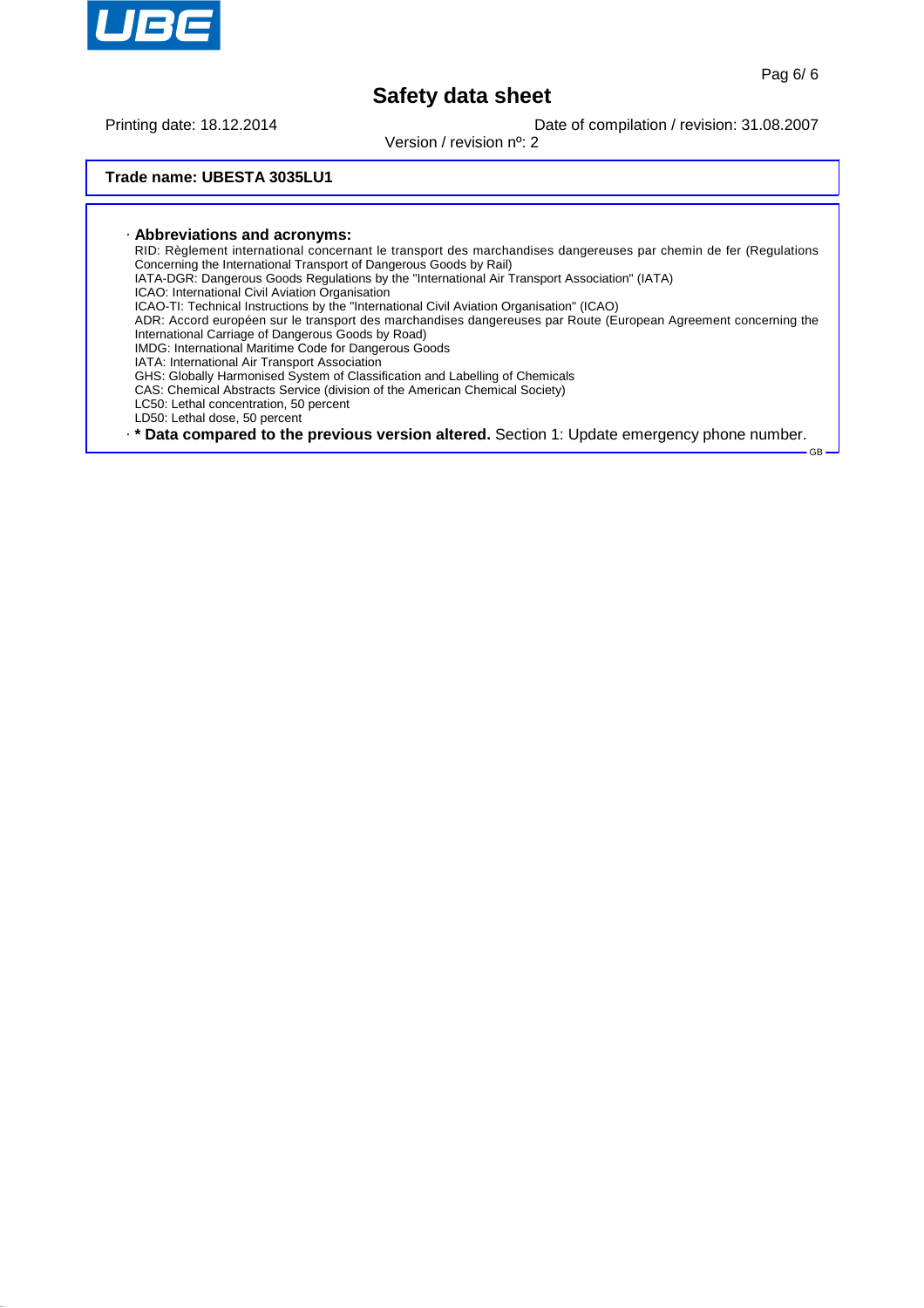**Trade name: UBESTA 3035LU1**

· **Abbreviations and acronyms:**
RID: Règlement international concernant le transport des marchandises dangereuses par chemin de fer (Regulations Concerning the International Transport of Dangerous Goods by Rail)
IATA-DGR: Dangerous Goods Regulations by the "International Air Transport Association" (IATA)
ICAO: International Civil Aviation Organisation
ICAO-TI: Technical Instructions by the "International Civil Aviation Organisation" (ICAO)
ADR: Accord européen sur le transport des marchandises dangereuses par Route (European Agreement concerning the International Carriage of Dangerous Goods by Road)
IMDG: International Maritime Code for Dangerous Goods
IATA: International Air Transport Association
GHS: Globally Harmonised System of Classification and Labelling of Chemicals
CAS: Chemical Abstracts Service (division of the American Chemical Society)
LC50: Lethal concentration, 50 percent
LD50: Lethal dose, 50 percent

· *** Data compared to the previous version altered.** Section 1: Update emergency phone number.